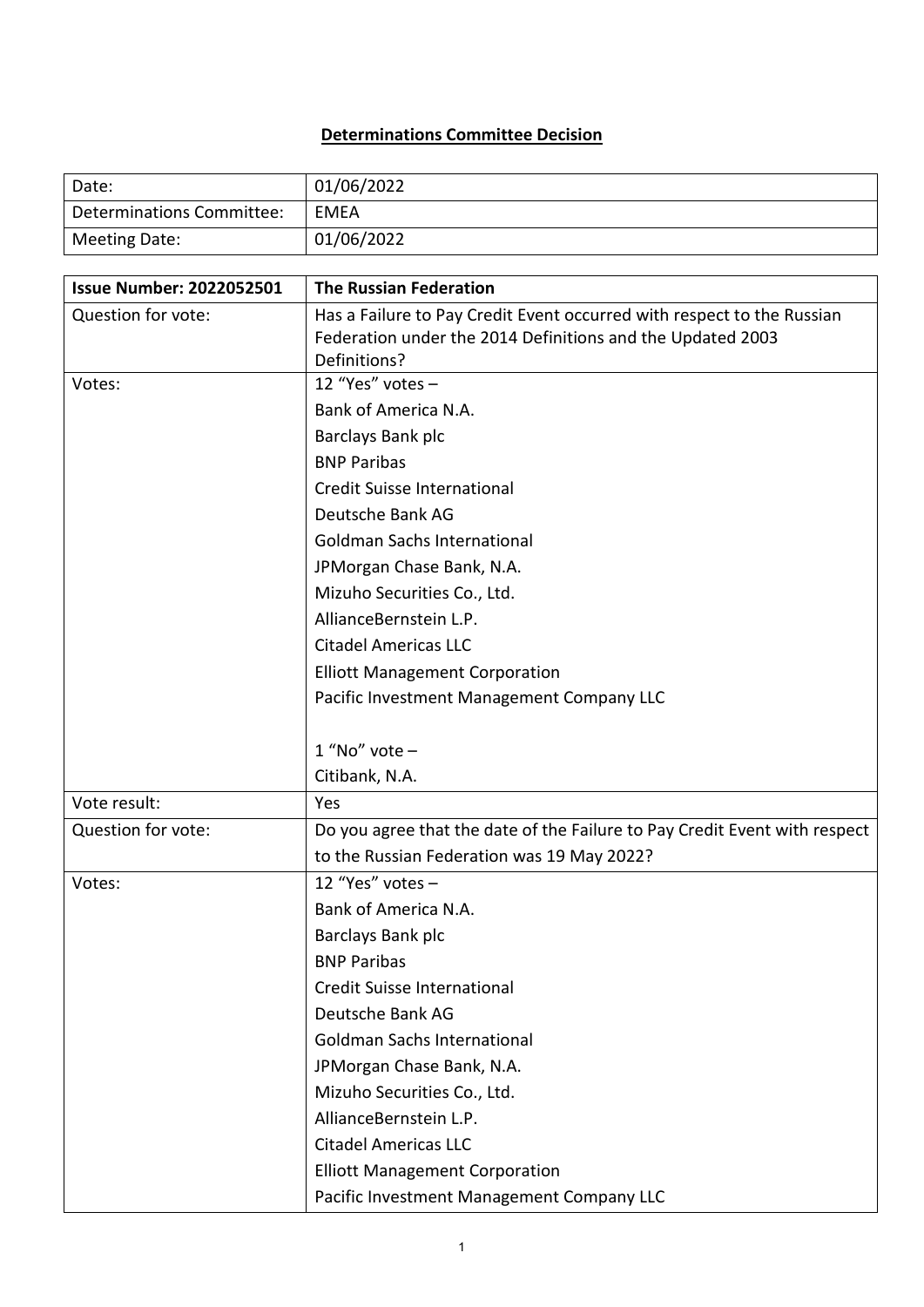## Determinations Committee Decision

| Date: | 01/06/2022 |
|---|---|
| Determinations Committee: | EMEA |
| Meeting Date: | 01/06/2022 |

| Issue Number: 2022052501 | The Russian Federation |
|---|---|
| Question for vote: | Has a Failure to Pay Credit Event occurred with respect to the Russian Federation under the 2014 Definitions and the Updated 2003 Definitions? |
| Votes: | 12 "Yes" votes –<br>Bank of America N.A.<br>Barclays Bank plc<br>BNP Paribas<br>Credit Suisse International<br>Deutsche Bank AG<br>Goldman Sachs International<br>JPMorgan Chase Bank, N.A.<br>Mizuho Securities Co., Ltd.<br>AllianceBernstein L.P.<br>Citadel Americas LLC<br>Elliott Management Corporation<br>Pacific Investment Management Company LLC<br><br>1 "No" vote –<br>Citibank, N.A. |
| Vote result: | Yes |
| Question for vote: | Do you agree that the date of the Failure to Pay Credit Event with respect to the Russian Federation was 19 May 2022? |
| Votes: | 12 "Yes" votes –<br>Bank of America N.A.<br>Barclays Bank plc<br>BNP Paribas<br>Credit Suisse International<br>Deutsche Bank AG<br>Goldman Sachs International<br>JPMorgan Chase Bank, N.A.<br>Mizuho Securities Co., Ltd.<br>AllianceBernstein L.P.<br>Citadel Americas LLC<br>Elliott Management Corporation<br>Pacific Investment Management Company LLC |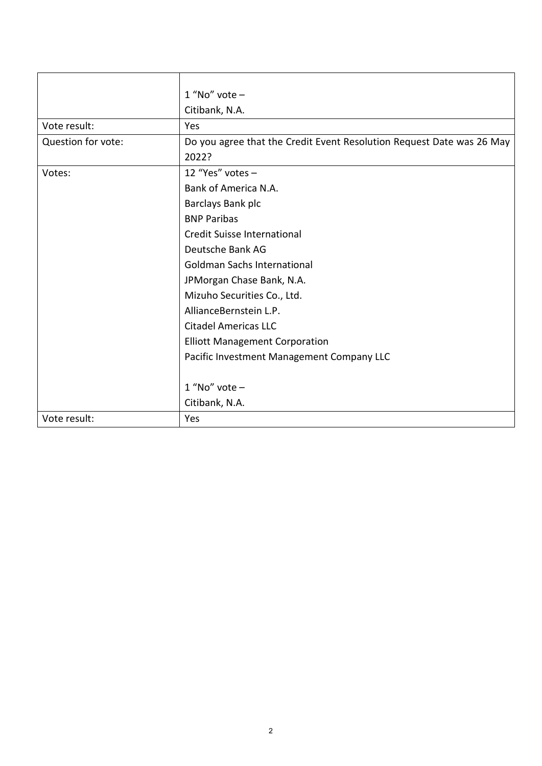| | |
|---|---|
| | 1 "No" vote –<br>Citibank, N.A. |
| Vote result: | Yes |
| Question for vote: | Do you agree that the Credit Event Resolution Request Date was 26 May 2022? |
| Votes: | 12 "Yes" votes –<br>Bank of America N.A.<br>Barclays Bank plc<br>BNP Paribas<br>Credit Suisse International<br>Deutsche Bank AG<br>Goldman Sachs International<br>JPMorgan Chase Bank, N.A.<br>Mizuho Securities Co., Ltd.<br>AllianceBernstein L.P.<br>Citadel Americas LLC<br>Elliott Management Corporation<br>Pacific Investment Management Company LLC<br><br>1 "No" vote –<br>Citibank, N.A. |
| Vote result: | Yes |